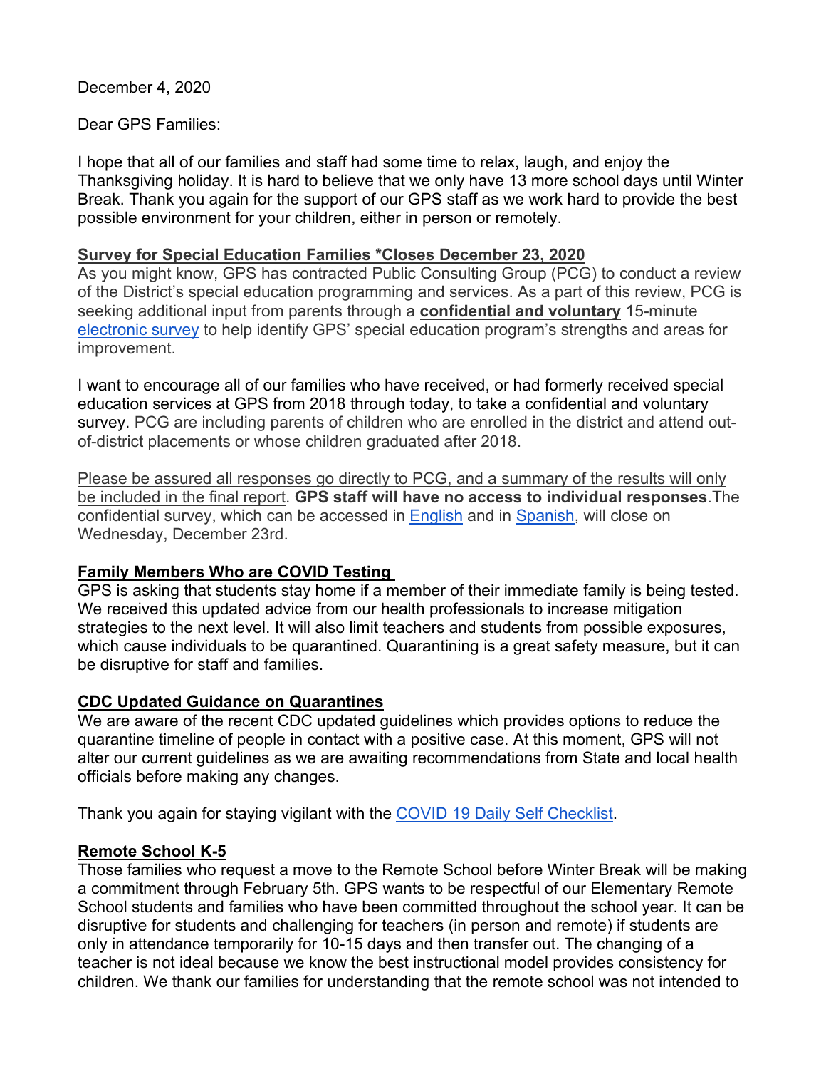December 4, 2020

Dear GPS Families:

I hope that all of our families and staff had some time to relax, laugh, and enjoy the Thanksgiving holiday. It is hard to believe that we only have 13 more school days until Winter Break. Thank you again for the support of our GPS staff as we work hard to provide the best possible environment for your children, either in person or remotely.

**Survey for Special Education Families *Closes December 23, 2020**

As you might know, GPS has contracted Public Consulting Group (PCG) to conduct a review of the District's special education programming and services. As a part of this review, PCG is seeking additional input from parents through a **confidential and voluntary** 15-minute electronic survey to help identify GPS' special education program's strengths and areas for improvement.

I want to encourage all of our families who have received, or had formerly received special education services at GPS from 2018 through today, to take a confidential and voluntary survey. PCG are including parents of children who are enrolled in the district and attend out-of-district placements or whose children graduated after 2018.

Please be assured all responses go directly to PCG, and a summary of the results will only be included in the final report. **GPS staff will have no access to individual responses**.The confidential survey, which can be accessed in English and in Spanish, will close on Wednesday, December 23rd.

**Family Members Who are COVID Testing**

GPS is asking that students stay home if a member of their immediate family is being tested. We received this updated advice from our health professionals to increase mitigation strategies to the next level. It will also limit teachers and students from possible exposures, which cause individuals to be quarantined. Quarantining is a great safety measure, but it can be disruptive for staff and families.

**CDC Updated Guidance on Quarantines**

We are aware of the recent CDC updated guidelines which provides options to reduce the quarantine timeline of people in contact with a positive case. At this moment, GPS will not alter our current guidelines as we are awaiting recommendations from State and local health officials before making any changes.

Thank you again for staying vigilant with the COVID 19 Daily Self Checklist.

**Remote School K-5**

Those families who request a move to the Remote School before Winter Break will be making a commitment through February 5th. GPS wants to be respectful of our Elementary Remote School students and families who have been committed throughout the school year. It can be disruptive for students and challenging for teachers (in person and remote) if students are only in attendance temporarily for 10-15 days and then transfer out. The changing of a teacher is not ideal because we know the best instructional model provides consistency for children. We thank our families for understanding that the remote school was not intended to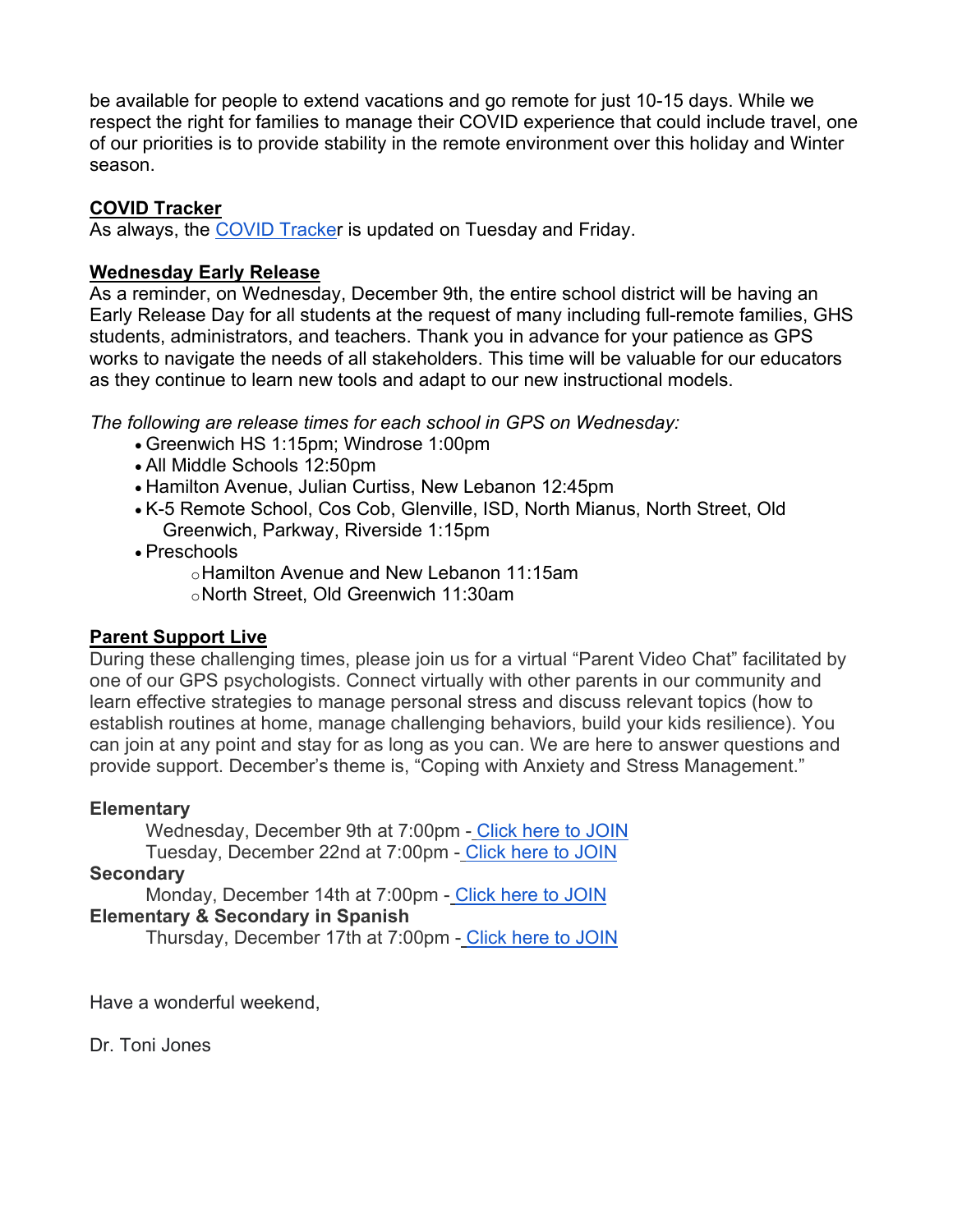be available for people to extend vacations and go remote for just 10-15 days. While we respect the right for families to manage their COVID experience that could include travel, one of our priorities is to provide stability in the remote environment over this holiday and Winter season.

**COVID Tracker**

As always, the COVID Tracker is updated on Tuesday and Friday.

**Wednesday Early Release**

As a reminder, on Wednesday, December 9th, the entire school district will be having an Early Release Day for all students at the request of many including full-remote families, GHS students, administrators, and teachers. Thank you in advance for your patience as GPS works to navigate the needs of all stakeholders. This time will be valuable for our educators as they continue to learn new tools and adapt to our new instructional models.

*The following are release times for each school in GPS on Wednesday:*

- Greenwich HS 1:15pm; Windrose 1:00pm
- All Middle Schools 12:50pm
- Hamilton Avenue, Julian Curtiss, New Lebanon 12:45pm
- K-5 Remote School, Cos Cob, Glenville, ISD, North Mianus, North Street, Old Greenwich, Parkway, Riverside 1:15pm
- Preschools
  - Hamilton Avenue and New Lebanon 11:15am
  - North Street, Old Greenwich 11:30am

**Parent Support Live**

During these challenging times, please join us for a virtual "Parent Video Chat" facilitated by one of our GPS psychologists. Connect virtually with other parents in our community and learn effective strategies to manage personal stress and discuss relevant topics (how to establish routines at home, manage challenging behaviors, build your kids resilience). You can join at any point and stay for as long as you can. We are here to answer questions and provide support. December's theme is, "Coping with Anxiety and Stress Management."

**Elementary**

Wednesday, December 9th at 7:00pm - Click here to JOIN
Tuesday, December 22nd at 7:00pm - Click here to JOIN

**Secondary**

Monday, December 14th at 7:00pm - Click here to JOIN

**Elementary & Secondary in Spanish**

Thursday, December 17th at 7:00pm - Click here to JOIN

Have a wonderful weekend,

Dr. Toni Jones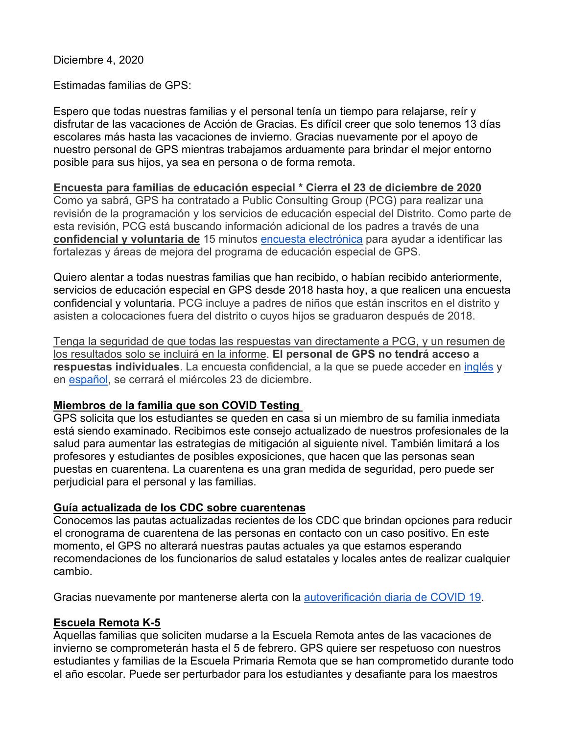Diciembre 4, 2020

Estimadas familias de GPS:

Espero que todas nuestras familias y el personal tenía un tiempo para relajarse, reír y disfrutar de las vacaciones de Acción de Gracias. Es difícil creer que solo tenemos 13 días escolares más hasta las vacaciones de invierno. Gracias nuevamente por el apoyo de nuestro personal de GPS mientras trabajamos arduamente para brindar el mejor entorno posible para sus hijos, ya sea en persona o de forma remota.

**Encuesta para familias de educación especial * Cierra el 23 de diciembre de 2020**

Como ya sabrá, GPS ha contratado a Public Consulting Group (PCG) para realizar una revisión de la programación y los servicios de educación especial del Distrito. Como parte de esta revisión, PCG está buscando información adicional de los padres a través de una **confidencial y voluntaria de** 15 minutos encuesta electrónica para ayudar a identificar las fortalezas y áreas de mejora del programa de educación especial de GPS.

Quiero alentar a todas nuestras familias que han recibido, o habían recibido anteriormente, servicios de educación especial en GPS desde 2018 hasta hoy, a que realicen una encuesta confidencial y voluntaria. PCG incluye a padres de niños que están inscritos en el distrito y asisten a colocaciones fuera del distrito o cuyos hijos se graduaron después de 2018.

Tenga la seguridad de que todas las respuestas van directamente a PCG, y un resumen de los resultados solo se incluirá en la informe. **El personal de GPS no tendrá acceso a respuestas individuales**. La encuesta confidencial, a la que se puede acceder en inglés y en español, se cerrará el miércoles 23 de diciembre.

**Miembros de la familia que son COVID Testing**

GPS solicita que los estudiantes se queden en casa si un miembro de su familia inmediata está siendo examinado. Recibimos este consejo actualizado de nuestros profesionales de la salud para aumentar las estrategias de mitigación al siguiente nivel. También limitará a los profesores y estudiantes de posibles exposiciones, que hacen que las personas sean puestas en cuarentena. La cuarentena es una gran medida de seguridad, pero puede ser perjudicial para el personal y las familias.

**Guía actualizada de los CDC sobre cuarentenas**

Conocemos las pautas actualizadas recientes de los CDC que brindan opciones para reducir el cronograma de cuarentena de las personas en contacto con un caso positivo. En este momento, el GPS no alterará nuestras pautas actuales ya que estamos esperando recomendaciones de los funcionarios de salud estatales y locales antes de realizar cualquier cambio.

Gracias nuevamente por mantenerse alerta con la autoverificación diaria de COVID 19.

**Escuela Remota K-5**

Aquellas familias que soliciten mudarse a la Escuela Remota antes de las vacaciones de invierno se comprometerán hasta el 5 de febrero. GPS quiere ser respetuoso con nuestros estudiantes y familias de la Escuela Primaria Remota que se han comprometido durante todo el año escolar. Puede ser perturbador para los estudiantes y desafiante para los maestros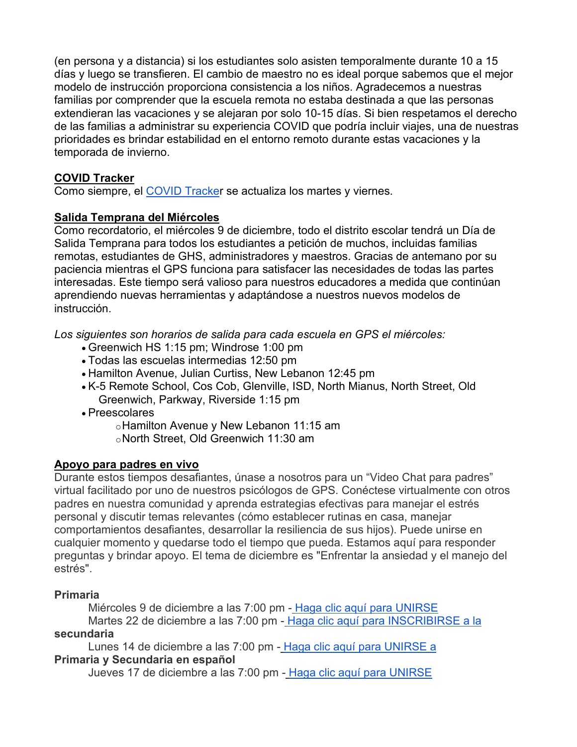(en persona y a distancia) si los estudiantes solo asisten temporalmente durante 10 a 15 días y luego se transfieren. El cambio de maestro no es ideal porque sabemos que el mejor modelo de instrucción proporciona consistencia a los niños. Agradecemos a nuestras familias por comprender que la escuela remota no estaba destinada a que las personas extendieran las vacaciones y se alejaran por solo 10-15 días. Si bien respetamos el derecho de las familias a administrar su experiencia COVID que podría incluir viajes, una de nuestras prioridades es brindar estabilidad en el entorno remoto durante estas vacaciones y la temporada de invierno.

**COVID Tracker**

Como siempre, el COVID Tracker se actualiza los martes y viernes.

**Salida Temprana del Miércoles**

Como recordatorio, el miércoles 9 de diciembre, todo el distrito escolar tendrá un Día de Salida Temprana para todos los estudiantes a petición de muchos, incluidas familias remotas, estudiantes de GHS, administradores y maestros. Gracias de antemano por su paciencia mientras el GPS funciona para satisfacer las necesidades de todas las partes interesadas. Este tiempo será valioso para nuestros educadores a medida que continúan aprendiendo nuevas herramientas y adaptándose a nuestros nuevos modelos de instrucción.

*Los siguientes son horarios de salida para cada escuela en GPS el miércoles:*

- Greenwich HS 1:15 pm; Windrose 1:00 pm
- Todas las escuelas intermedias 12:50 pm
- Hamilton Avenue, Julian Curtiss, New Lebanon 12:45 pm
- K-5 Remote School, Cos Cob, Glenville, ISD, North Mianus, North Street, Old Greenwich, Parkway, Riverside 1:15 pm
- Preescolares
  - Hamilton Avenue y New Lebanon 11:15 am
  - North Street, Old Greenwich 11:30 am

**Apoyo para padres en vivo**

Durante estos tiempos desafiantes, únase a nosotros para un "Video Chat para padres" virtual facilitado por uno de nuestros psicólogos de GPS. Conéctese virtualmente con otros padres en nuestra comunidad y aprenda estrategias efectivas para manejar el estrés personal y discutir temas relevantes (cómo establecer rutinas en casa, manejar comportamientos desafiantes, desarrollar la resiliencia de sus hijos). Puede unirse en cualquier momento y quedarse todo el tiempo que pueda. Estamos aquí para responder preguntas y brindar apoyo. El tema de diciembre es "Enfrentar la ansiedad y el manejo del estrés".

**Primaria**

Miércoles 9 de diciembre a las 7:00 pm - Haga clic aquí para UNIRSE

Martes 22 de diciembre a las 7:00 pm - Haga clic aquí para INSCRIBIRSE a la

**secundaria**

Lunes 14 de diciembre a las 7:00 pm - Haga clic aquí para UNIRSE a

**Primaria y Secundaria en español**

Jueves 17 de diciembre a las 7:00 pm - Haga clic aquí para UNIRSE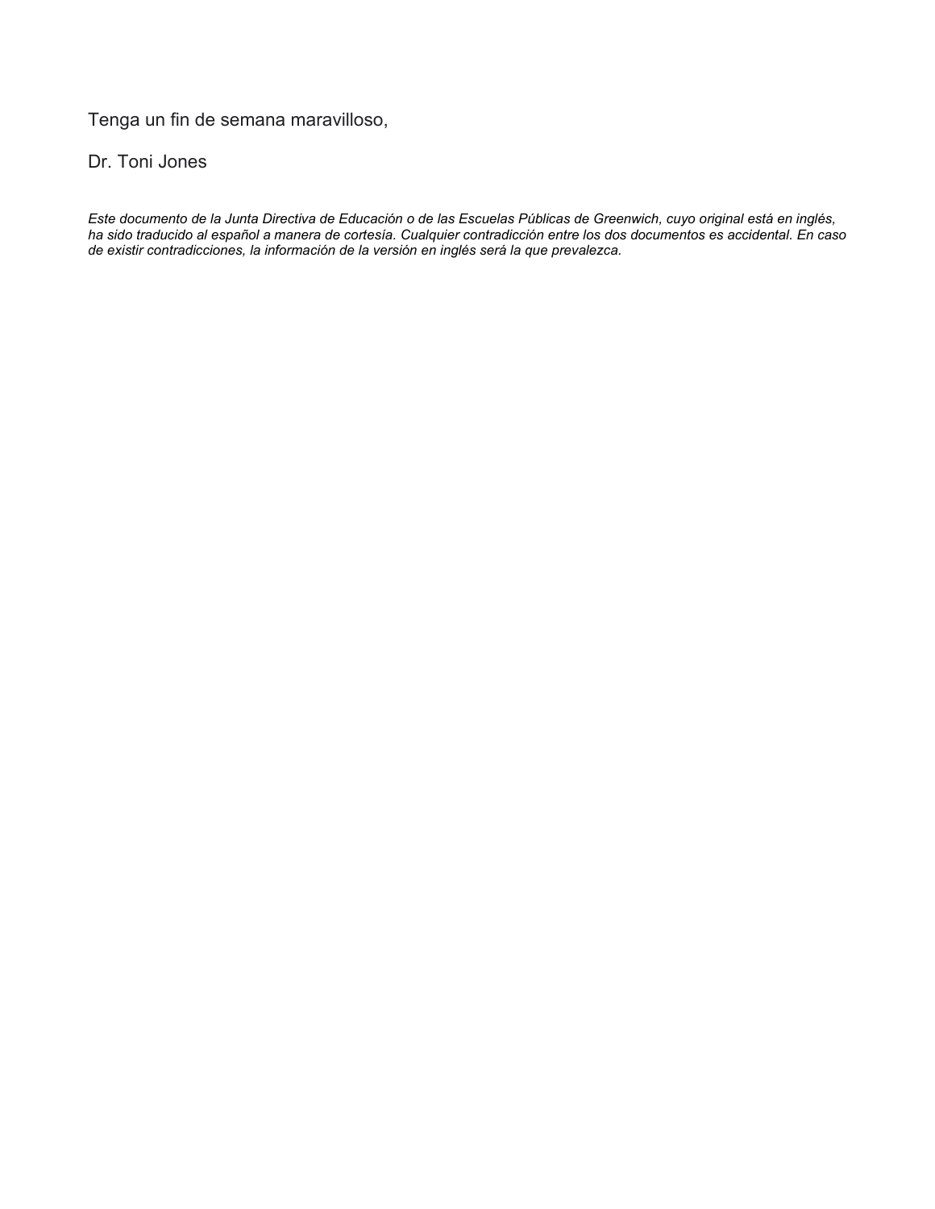Tenga un fin de semana maravilloso,

Dr. Toni Jones

*Este documento de la Junta Directiva de Educación o de las Escuelas Públicas de Greenwich, cuyo original está en inglés, ha sido traducido al español a manera de cortesía. Cualquier contradicción entre los dos documentos es accidental. En caso de existir contradicciones, la información de la versión en inglés será la que prevalezca.*